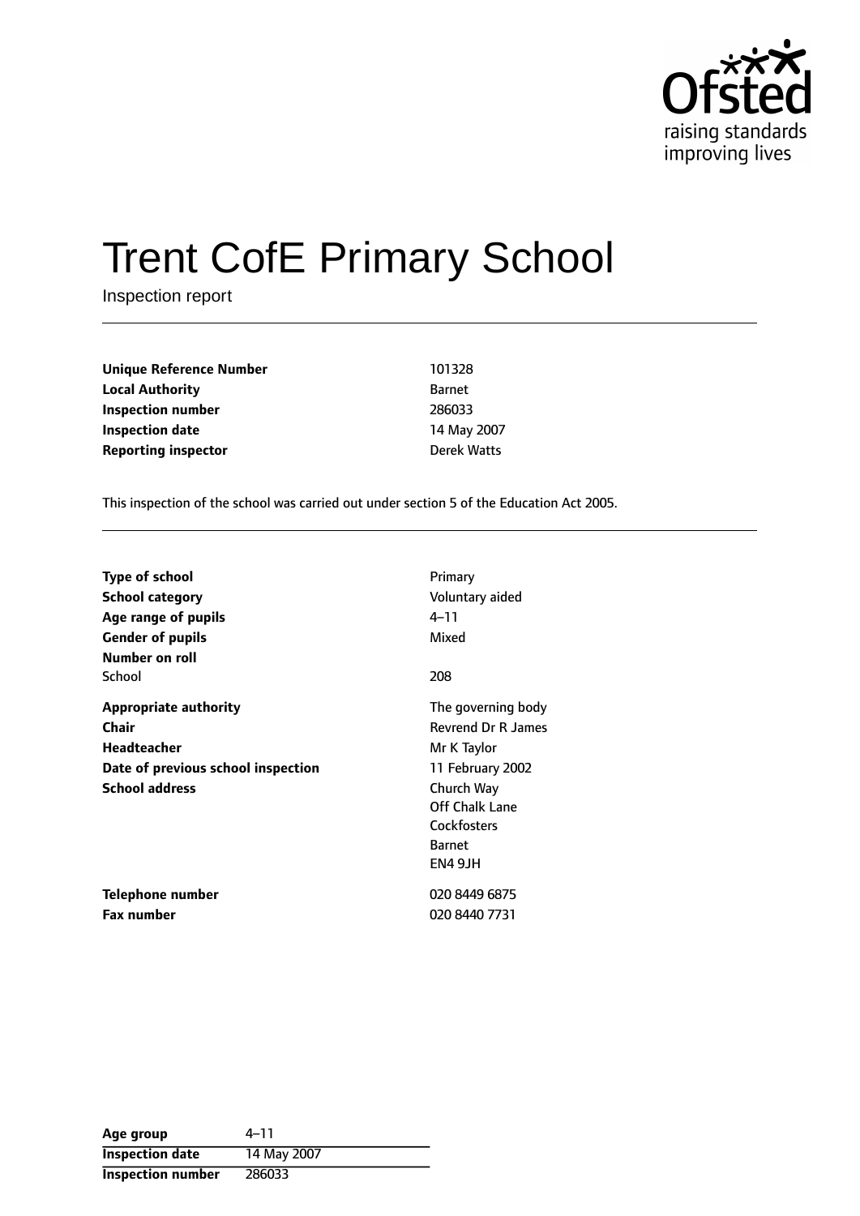# Trent CofE Primary School

Inspection report

| | |
|---|---|
| **Unique Reference Number** | 101328 |
| **Local Authority** | Barnet |
| **Inspection number** | 286033 |
| **Inspection date** | 14 May 2007 |
| **Reporting inspector** | Derek Watts |

This inspection of the school was carried out under section 5 of the Education Act 2005.

| | |
|---|---|
| **Type of school** | Primary |
| **School category** | Voluntary aided |
| **Age range of pupils** | 4–11 |
| **Gender of pupils** | Mixed |
| **Number on roll** | |
| School | 208 |
| **Appropriate authority** | The governing body |
| **Chair** | Revrend Dr R James |
| **Headteacher** | Mr K Taylor |
| **Date of previous school inspection** | 11 February 2002 |
| **School address** | Church Way<br>Off Chalk Lane<br>Cockfosters<br>Barnet<br>EN4 9JH |
| **Telephone number** | 020 8449 6875 |
| **Fax number** | 020 8440 7731 |

| | |
|---|---|
| **Age group** | 4–11 |
| **Inspection date** | 14 May 2007 |
| **Inspection number** | 286033 |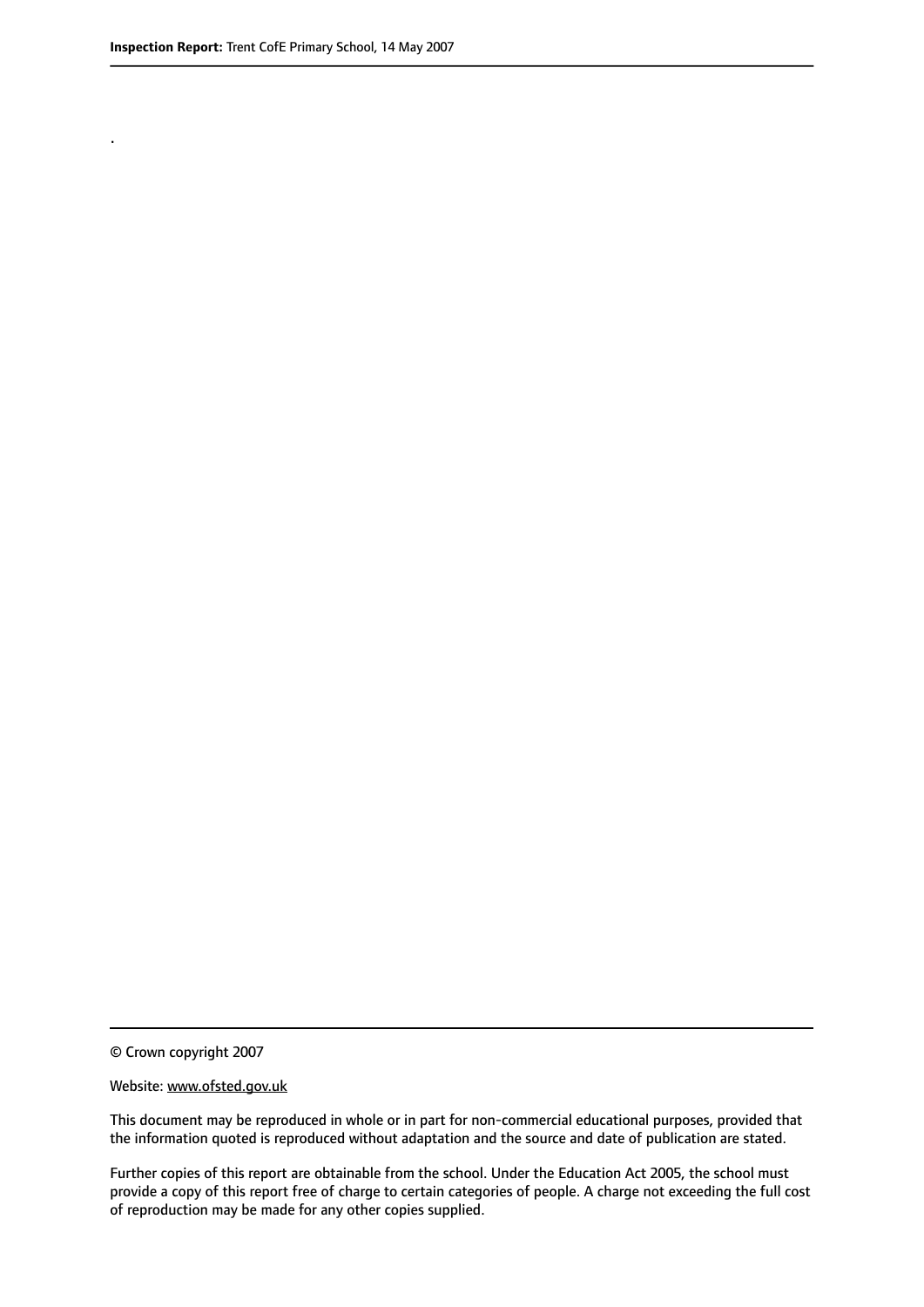.

© Crown copyright 2007

Website: www.ofsted.gov.uk

This document may be reproduced in whole or in part for non-commercial educational purposes, provided that the information quoted is reproduced without adaptation and the source and date of publication are stated.

Further copies of this report are obtainable from the school. Under the Education Act 2005, the school must provide a copy of this report free of charge to certain categories of people. A charge not exceeding the full cost of reproduction may be made for any other copies supplied.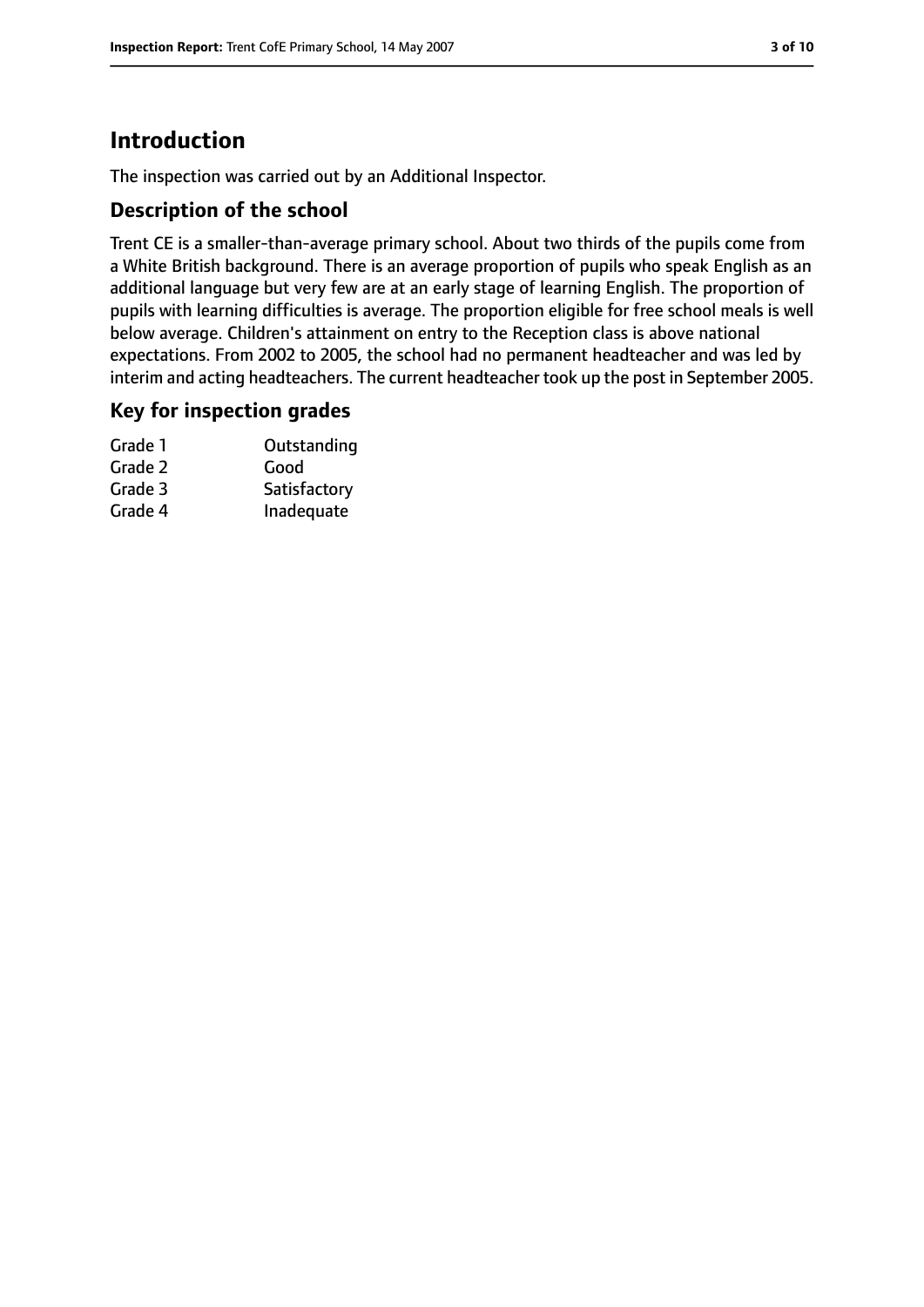# Introduction

The inspection was carried out by an Additional Inspector.

## Description of the school

Trent CE is a smaller-than-average primary school. About two thirds of the pupils come from a White British background. There is an average proportion of pupils who speak English as an additional language but very few are at an early stage of learning English. The proportion of pupils with learning difficulties is average. The proportion eligible for free school meals is well below average. Children's attainment on entry to the Reception class is above national expectations. From 2002 to 2005, the school had no permanent headteacher and was led by interim and acting headteachers. The current headteacher took up the post in September 2005.

## Key for inspection grades

| | |
|---|---|
| Grade 1 | Outstanding |
| Grade 2 | Good |
| Grade 3 | Satisfactory |
| Grade 4 | Inadequate |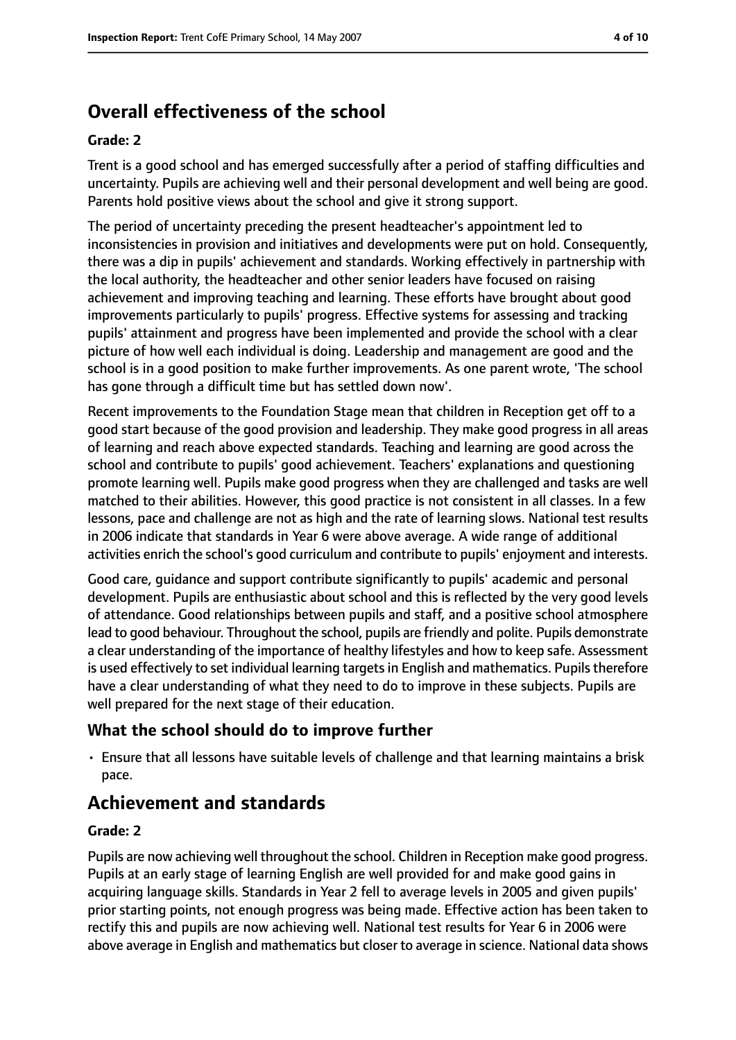## Overall effectiveness of the school

**Grade: 2**

Trent is a good school and has emerged successfully after a period of staffing difficulties and uncertainty. Pupils are achieving well and their personal development and well being are good. Parents hold positive views about the school and give it strong support.

The period of uncertainty preceding the present headteacher's appointment led to inconsistencies in provision and initiatives and developments were put on hold. Consequently, there was a dip in pupils' achievement and standards. Working effectively in partnership with the local authority, the headteacher and other senior leaders have focused on raising achievement and improving teaching and learning. These efforts have brought about good improvements particularly to pupils' progress. Effective systems for assessing and tracking pupils' attainment and progress have been implemented and provide the school with a clear picture of how well each individual is doing. Leadership and management are good and the school is in a good position to make further improvements. As one parent wrote, 'The school has gone through a difficult time but has settled down now'.

Recent improvements to the Foundation Stage mean that children in Reception get off to a good start because of the good provision and leadership. They make good progress in all areas of learning and reach above expected standards. Teaching and learning are good across the school and contribute to pupils' good achievement. Teachers' explanations and questioning promote learning well. Pupils make good progress when they are challenged and tasks are well matched to their abilities. However, this good practice is not consistent in all classes. In a few lessons, pace and challenge are not as high and the rate of learning slows. National test results in 2006 indicate that standards in Year 6 were above average. A wide range of additional activities enrich the school's good curriculum and contribute to pupils' enjoyment and interests.

Good care, guidance and support contribute significantly to pupils' academic and personal development. Pupils are enthusiastic about school and this is reflected by the very good levels of attendance. Good relationships between pupils and staff, and a positive school atmosphere lead to good behaviour. Throughout the school, pupils are friendly and polite. Pupils demonstrate a clear understanding of the importance of healthy lifestyles and how to keep safe. Assessment is used effectively to set individual learning targets in English and mathematics. Pupils therefore have a clear understanding of what they need to do to improve in these subjects. Pupils are well prepared for the next stage of their education.

### What the school should do to improve further

- Ensure that all lessons have suitable levels of challenge and that learning maintains a brisk pace.

## Achievement and standards

**Grade: 2**

Pupils are now achieving well throughout the school. Children in Reception make good progress. Pupils at an early stage of learning English are well provided for and make good gains in acquiring language skills. Standards in Year 2 fell to average levels in 2005 and given pupils' prior starting points, not enough progress was being made. Effective action has been taken to rectify this and pupils are now achieving well. National test results for Year 6 in 2006 were above average in English and mathematics but closer to average in science. National data shows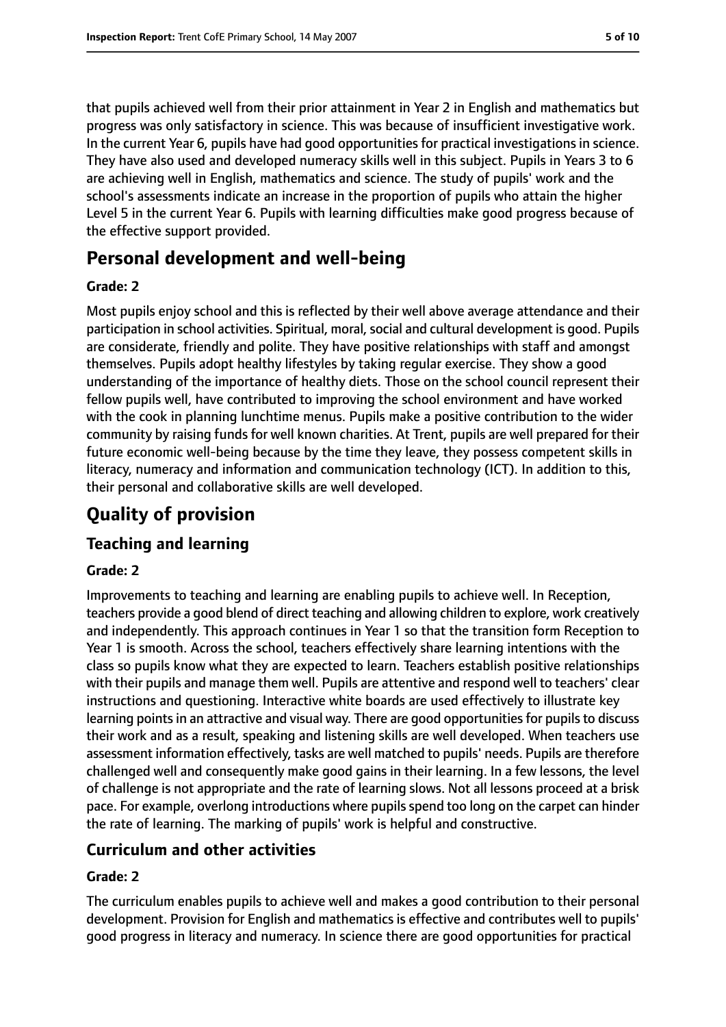that pupils achieved well from their prior attainment in Year 2 in English and mathematics but progress was only satisfactory in science. This was because of insufficient investigative work. In the current Year 6, pupils have had good opportunities for practical investigations in science. They have also used and developed numeracy skills well in this subject. Pupils in Years 3 to 6 are achieving well in English, mathematics and science. The study of pupils' work and the school's assessments indicate an increase in the proportion of pupils who attain the higher Level 5 in the current Year 6. Pupils with learning difficulties make good progress because of the effective support provided.

## Personal development and well-being

**Grade: 2**

Most pupils enjoy school and this is reflected by their well above average attendance and their participation in school activities. Spiritual, moral, social and cultural development is good. Pupils are considerate, friendly and polite. They have positive relationships with staff and amongst themselves. Pupils adopt healthy lifestyles by taking regular exercise. They show a good understanding of the importance of healthy diets. Those on the school council represent their fellow pupils well, have contributed to improving the school environment and have worked with the cook in planning lunchtime menus. Pupils make a positive contribution to the wider community by raising funds for well known charities. At Trent, pupils are well prepared for their future economic well-being because by the time they leave, they possess competent skills in literacy, numeracy and information and communication technology (ICT). In addition to this, their personal and collaborative skills are well developed.

# Quality of provision

## Teaching and learning

**Grade: 2**

Improvements to teaching and learning are enabling pupils to achieve well. In Reception, teachers provide a good blend of direct teaching and allowing children to explore, work creatively and independently. This approach continues in Year 1 so that the transition form Reception to Year 1 is smooth. Across the school, teachers effectively share learning intentions with the class so pupils know what they are expected to learn. Teachers establish positive relationships with their pupils and manage them well. Pupils are attentive and respond well to teachers' clear instructions and questioning. Interactive white boards are used effectively to illustrate key learning points in an attractive and visual way. There are good opportunities for pupils to discuss their work and as a result, speaking and listening skills are well developed. When teachers use assessment information effectively, tasks are well matched to pupils' needs. Pupils are therefore challenged well and consequently make good gains in their learning. In a few lessons, the level of challenge is not appropriate and the rate of learning slows. Not all lessons proceed at a brisk pace. For example, overlong introductions where pupils spend too long on the carpet can hinder the rate of learning. The marking of pupils' work is helpful and constructive.

## Curriculum and other activities

**Grade: 2**

The curriculum enables pupils to achieve well and makes a good contribution to their personal development. Provision for English and mathematics is effective and contributes well to pupils' good progress in literacy and numeracy. In science there are good opportunities for practical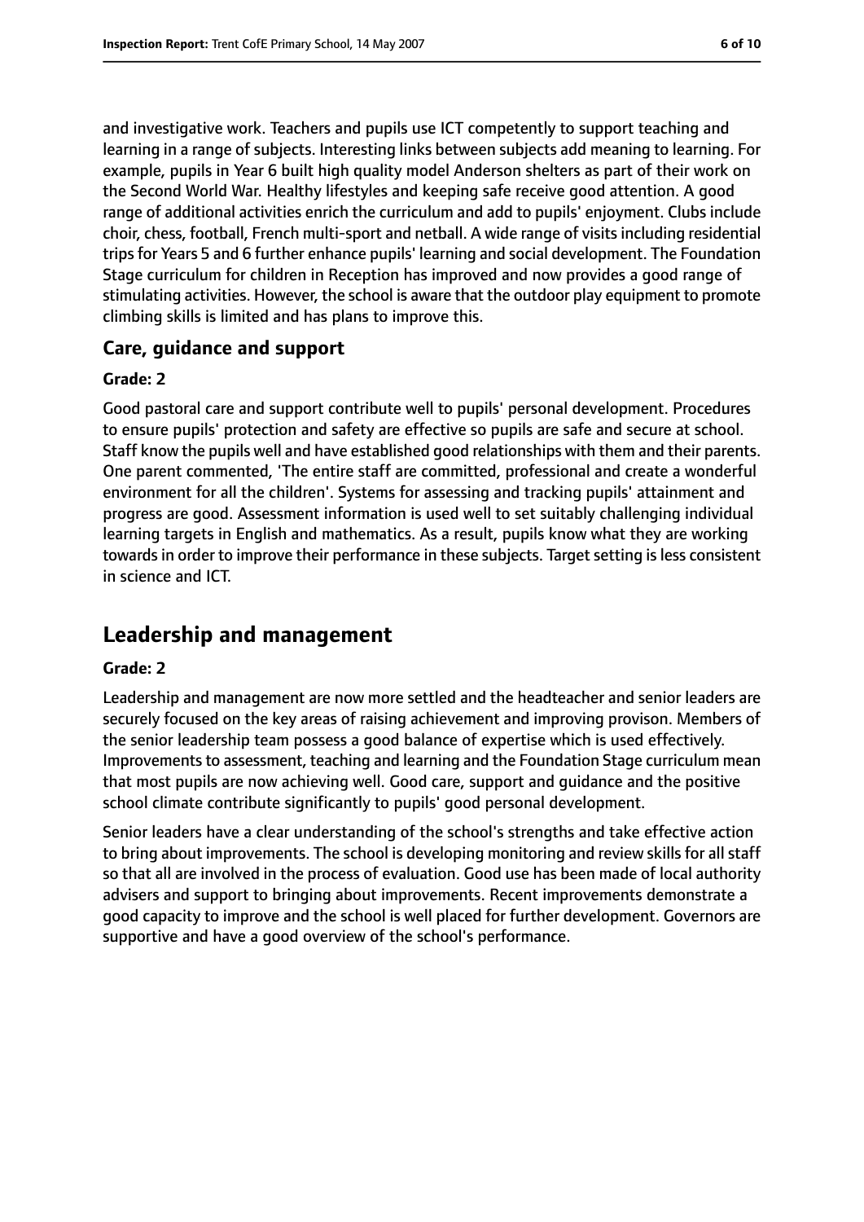and investigative work. Teachers and pupils use ICT competently to support teaching and learning in a range of subjects. Interesting links between subjects add meaning to learning. For example, pupils in Year 6 built high quality model Anderson shelters as part of their work on the Second World War. Healthy lifestyles and keeping safe receive good attention. A good range of additional activities enrich the curriculum and add to pupils' enjoyment. Clubs include choir, chess, football, French multi-sport and netball. A wide range of visits including residential trips for Years 5 and 6 further enhance pupils' learning and social development. The Foundation Stage curriculum for children in Reception has improved and now provides a good range of stimulating activities. However, the school is aware that the outdoor play equipment to promote climbing skills is limited and has plans to improve this.

### Care, guidance and support

**Grade: 2**

Good pastoral care and support contribute well to pupils' personal development. Procedures to ensure pupils' protection and safety are effective so pupils are safe and secure at school. Staff know the pupils well and have established good relationships with them and their parents. One parent commented, 'The entire staff are committed, professional and create a wonderful environment for all the children'. Systems for assessing and tracking pupils' attainment and progress are good. Assessment information is used well to set suitably challenging individual learning targets in English and mathematics. As a result, pupils know what they are working towards in order to improve their performance in these subjects. Target setting is less consistent in science and ICT.

## Leadership and management

**Grade: 2**

Leadership and management are now more settled and the headteacher and senior leaders are securely focused on the key areas of raising achievement and improving provison. Members of the senior leadership team possess a good balance of expertise which is used effectively. Improvements to assessment, teaching and learning and the Foundation Stage curriculum mean that most pupils are now achieving well. Good care, support and guidance and the positive school climate contribute significantly to pupils' good personal development.

Senior leaders have a clear understanding of the school's strengths and take effective action to bring about improvements. The school is developing monitoring and review skills for all staff so that all are involved in the process of evaluation. Good use has been made of local authority advisers and support to bringing about improvements. Recent improvements demonstrate a good capacity to improve and the school is well placed for further development. Governors are supportive and have a good overview of the school's performance.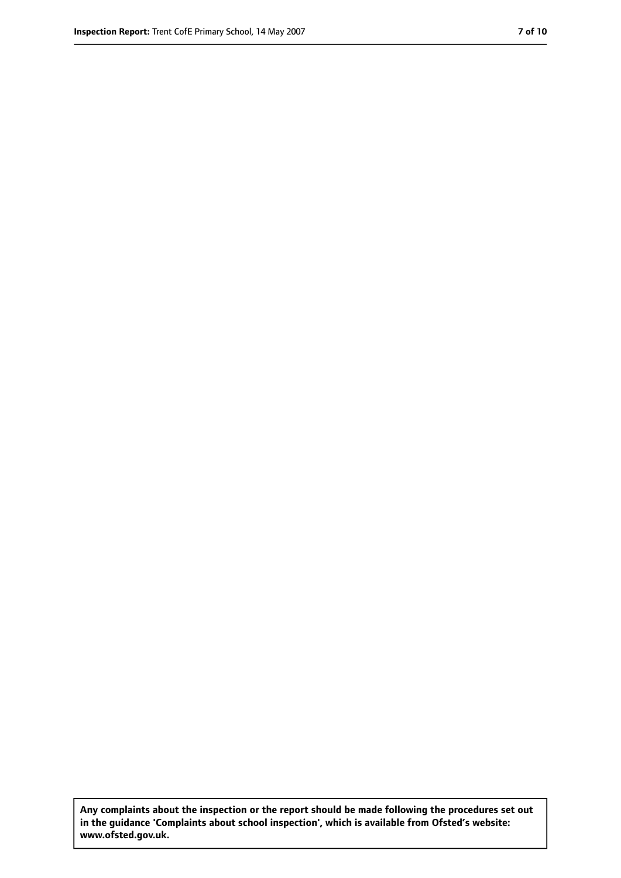**Any complaints about the inspection or the report should be made following the procedures set out in the guidance 'Complaints about school inspection', which is available from Ofsted's website: www.ofsted.gov.uk.**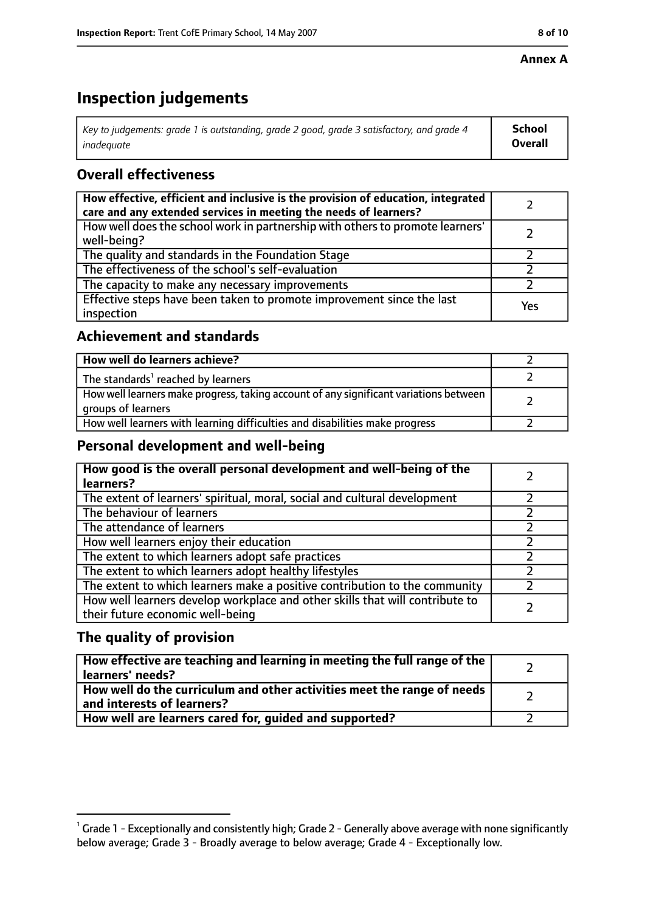**Annex A**

# Inspection judgements

| *Key to judgements: grade 1 is outstanding, grade 2 good, grade 3 satisfactory, and grade 4 inadequate* | **School Overall** |
|---|---|

## Overall effectiveness

| | |
|---|---|
| **How effective, efficient and inclusive is the provision of education, integrated care and any extended services in meeting the needs of learners?** | 2 |
| How well does the school work in partnership with others to promote learners' well-being? | 2 |
| The quality and standards in the Foundation Stage | 2 |
| The effectiveness of the school's self-evaluation | 2 |
| The capacity to make any necessary improvements | 2 |
| Effective steps have been taken to promote improvement since the last inspection | Yes |

## Achievement and standards

| | |
|---|---|
| **How well do learners achieve?** | 2 |
| The standards[1] reached by learners | 2 |
| How well learners make progress, taking account of any significant variations between groups of learners | 2 |
| How well learners with learning difficulties and disabilities make progress | 2 |

## Personal development and well-being

| | |
|---|---|
| **How good is the overall personal development and well-being of the learners?** | 2 |
| The extent of learners' spiritual, moral, social and cultural development | 2 |
| The behaviour of learners | 2 |
| The attendance of learners | 2 |
| How well learners enjoy their education | 2 |
| The extent to which learners adopt safe practices | 2 |
| The extent to which learners adopt healthy lifestyles | 2 |
| The extent to which learners make a positive contribution to the community | 2 |
| How well learners develop workplace and other skills that will contribute to their future economic well-being | 2 |

## The quality of provision

| | |
|---|---|
| **How effective are teaching and learning in meeting the full range of the learners' needs?** | 2 |
| **How well do the curriculum and other activities meet the range of needs and interests of learners?** | 2 |
| **How well are learners cared for, guided and supported?** | 2 |

[1] Grade 1 - Exceptionally and consistently high; Grade 2 - Generally above average with none significantly below average; Grade 3 - Broadly average to below average; Grade 4 - Exceptionally low.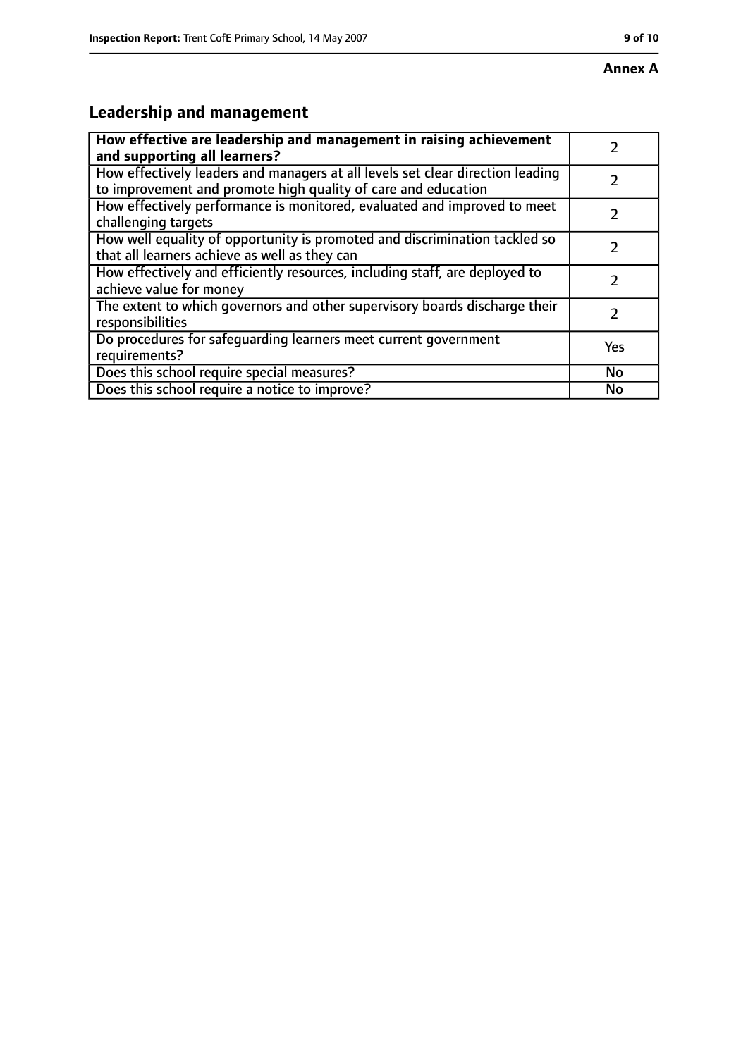**Annex A**

## Leadership and management

| **How effective are leadership and management in raising achievement and supporting all learners?** | 2 |
|---|---|
| How effectively leaders and managers at all levels set clear direction leading to improvement and promote high quality of care and education | 2 |
| How effectively performance is monitored, evaluated and improved to meet challenging targets | 2 |
| How well equality of opportunity is promoted and discrimination tackled so that all learners achieve as well as they can | 2 |
| How effectively and efficiently resources, including staff, are deployed to achieve value for money | 2 |
| The extent to which governors and other supervisory boards discharge their responsibilities | 2 |
| Do procedures for safeguarding learners meet current government requirements? | Yes |
| Does this school require special measures? | No |
| Does this school require a notice to improve? | No |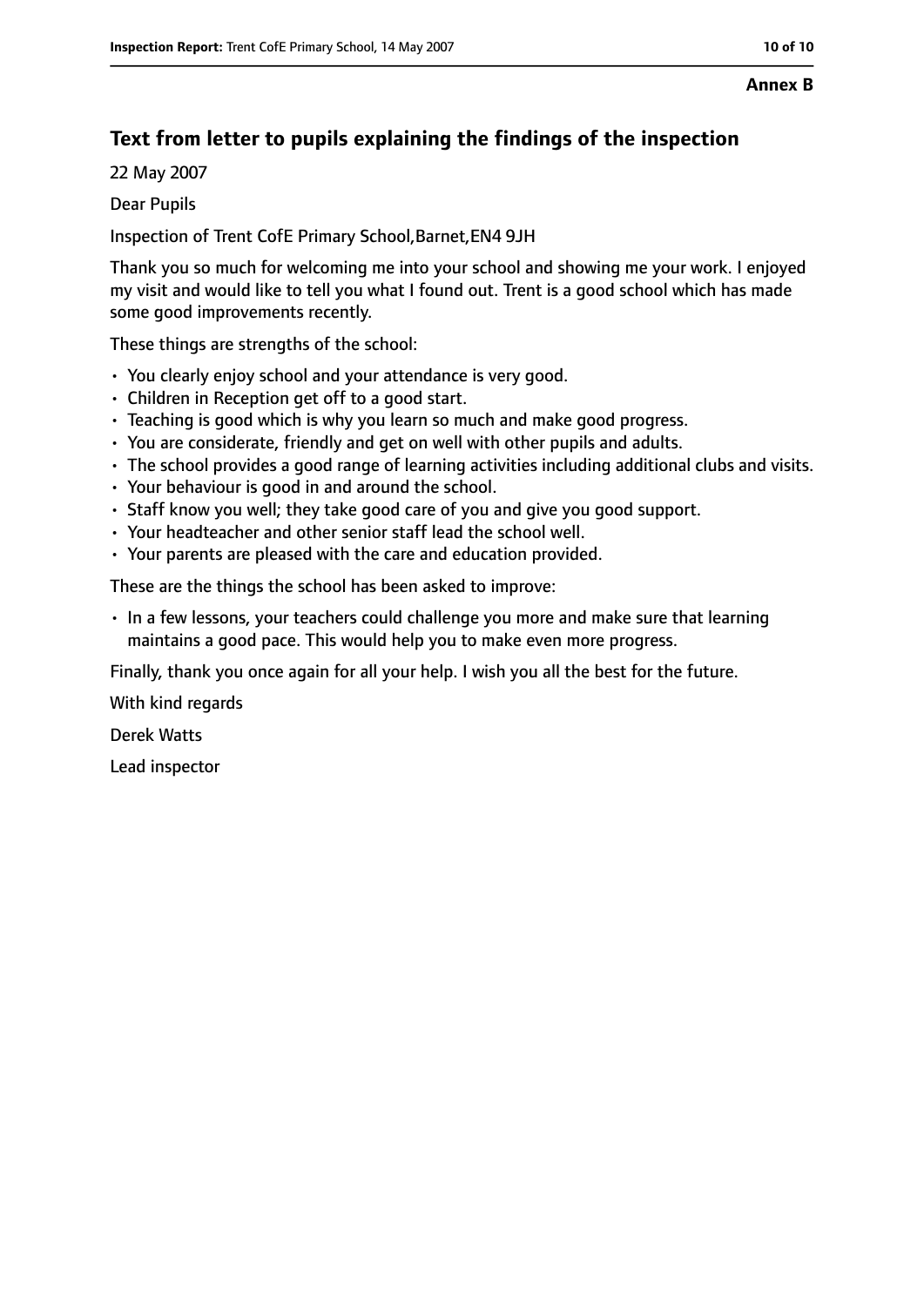**Annex B**

## Text from letter to pupils explaining the findings of the inspection

22 May 2007

Dear Pupils

Inspection of Trent CofE Primary School,Barnet,EN4 9JH

Thank you so much for welcoming me into your school and showing me your work. I enjoyed my visit and would like to tell you what I found out. Trent is a good school which has made some good improvements recently.

These things are strengths of the school:

- You clearly enjoy school and your attendance is very good.
- Children in Reception get off to a good start.
- Teaching is good which is why you learn so much and make good progress.
- You are considerate, friendly and get on well with other pupils and adults.
- The school provides a good range of learning activities including additional clubs and visits.
- Your behaviour is good in and around the school.
- Staff know you well; they take good care of you and give you good support.
- Your headteacher and other senior staff lead the school well.
- Your parents are pleased with the care and education provided.

These are the things the school has been asked to improve:

- In a few lessons, your teachers could challenge you more and make sure that learning maintains a good pace. This would help you to make even more progress.

Finally, thank you once again for all your help. I wish you all the best for the future.

With kind regards

Derek Watts

Lead inspector